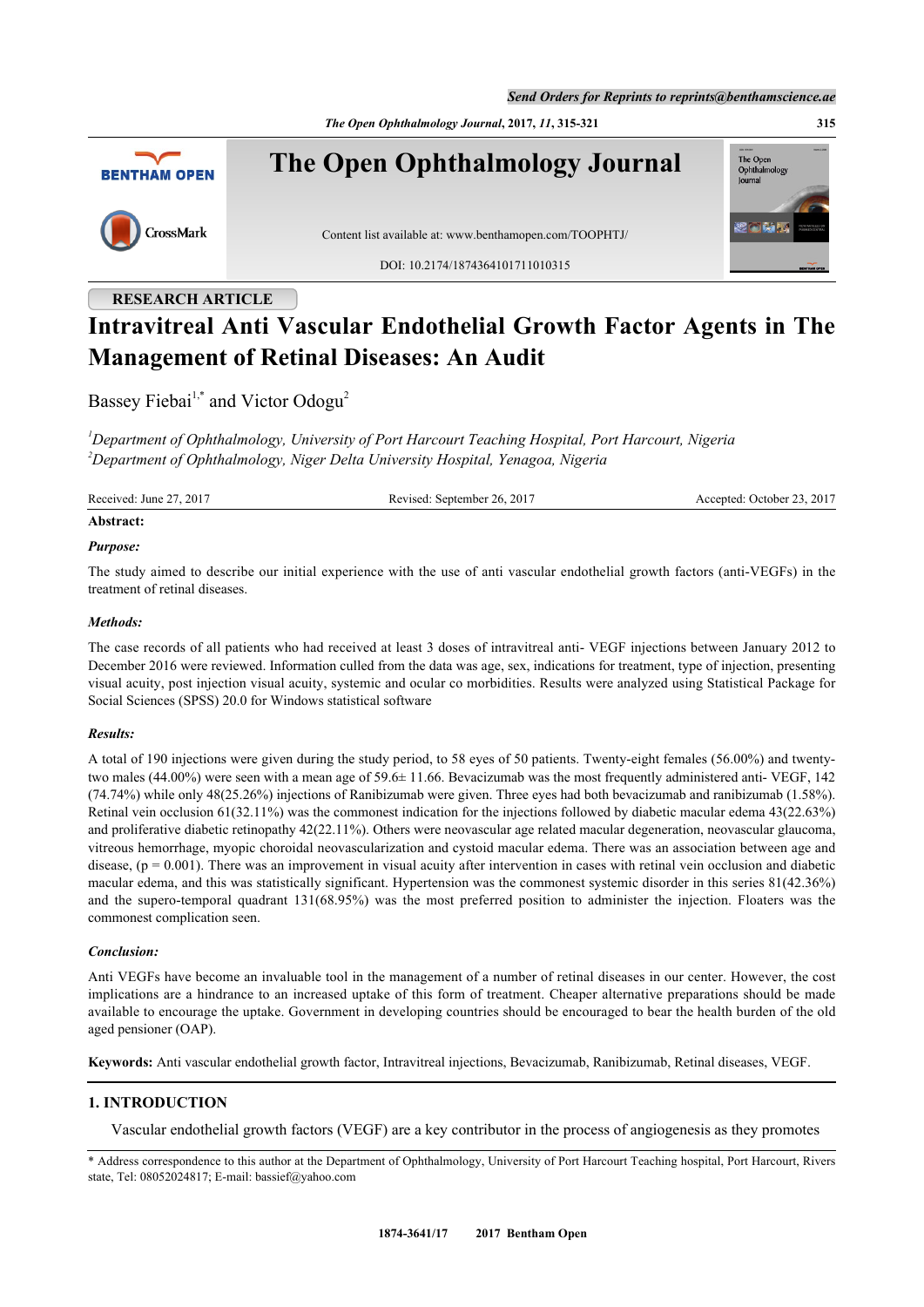RESEARCH ARTICLE

# Intravitreal Anti Vascular Endothelial Growth Factor Agents in The Management of Retinal Diseases: An Audit

Bassey Fiebai[1,*] and Victor Odogu[2]

[1]*Department of Ophthalmology, University of Port Harcourt Teaching Hospital, Port Harcourt, Nigeria*
[2]*Department of Ophthalmology, Niger Delta University Hospital, Yenagoa, Nigeria*

Received: June 27, 2017 Revised: September 26, 2017 Accepted: October 23, 2017

**Abstract:**

***Purpose:***

The study aimed to describe our initial experience with the use of anti vascular endothelial growth factors (anti-VEGFs) in the treatment of retinal diseases.

***Methods:***

The case records of all patients who had received at least 3 doses of intravitreal anti- VEGF injections between January 2012 to December 2016 were reviewed. Information culled from the data was age, sex, indications for treatment, type of injection, presenting visual acuity, post injection visual acuity, systemic and ocular co morbidities. Results were analyzed using Statistical Package for Social Sciences (SPSS) 20.0 for Windows statistical software

***Results:***

A total of 190 injections were given during the study period, to 58 eyes of 50 patients. Twenty-eight females (56.00%) and twenty-two males (44.00%) were seen with a mean age of 59.6± 11.66. Bevacizumab was the most frequently administered anti- VEGF, 142 (74.74%) while only 48(25.26%) injections of Ranibizumab were given. Three eyes had both bevacizumab and ranibizumab (1.58%). Retinal vein occlusion 61(32.11%) was the commonest indication for the injections followed by diabetic macular edema 43(22.63%) and proliferative diabetic retinopathy 42(22.11%). Others were neovascular age related macular degeneration, neovascular glaucoma, vitreous hemorrhage, myopic choroidal neovascularization and cystoid macular edema. There was an association between age and disease, ($p = 0.001$). There was an improvement in visual acuity after intervention in cases with retinal vein occlusion and diabetic macular edema, and this was statistically significant. Hypertension was the commonest systemic disorder in this series 81(42.36%) and the supero-temporal quadrant 131(68.95%) was the most preferred position to administer the injection. Floaters was the commonest complication seen.

***Conclusion:***

Anti VEGFs have become an invaluable tool in the management of a number of retinal diseases in our center. However, the cost implications are a hindrance to an increased uptake of this form of treatment. Cheaper alternative preparations should be made available to encourage the uptake. Government in developing countries should be encouraged to bear the health burden of the old aged pensioner (OAP).

**Keywords:** Anti vascular endothelial growth factor, Intravitreal injections, Bevacizumab, Ranibizumab, Retinal diseases, VEGF.

## 1. INTRODUCTION

Vascular endothelial growth factors (VEGF) are a key contributor in the process of angiogenesis as they promotes

* Address correspondence to this author at the Department of Ophthalmology, University of Port Harcourt Teaching hospital, Port Harcourt, Rivers state, Tel: 08052024817; E-mail: bassief@yahoo.com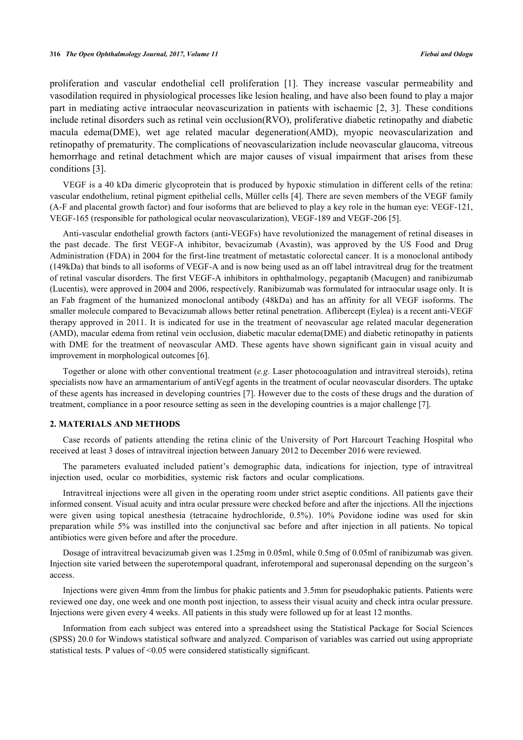proliferation and vascular endothelial cell proliferation [1]. They increase vascular permeability and vasodilation required in physiological processes like lesion healing, and have also been found to play a major part in mediating active intraocular neovascurization in patients with ischaemic [2, 3]. These conditions include retinal disorders such as retinal vein occlusion(RVO), proliferative diabetic retinopathy and diabetic macula edema(DME), wet age related macular degeneration(AMD), myopic neovascularization and retinopathy of prematurity. The complications of neovascularization include neovascular glaucoma, vitreous hemorrhage and retinal detachment which are major causes of visual impairment that arises from these conditions [3].

VEGF is a 40 kDa dimeric glycoprotein that is produced by hypoxic stimulation in different cells of the retina: vascular endothelium, retinal pigment epithelial cells, Müller cells [4]. There are seven members of the VEGF family (A-F and placental growth factor) and four isoforms that are believed to play a key role in the human eye: VEGF-121, VEGF-165 (responsible for pathological ocular neovascularization), VEGF-189 and VEGF-206 [5].

Anti-vascular endothelial growth factors (anti-VEGFs) have revolutionized the management of retinal diseases in the past decade. The first VEGF-A inhibitor, bevacizumab (Avastin), was approved by the US Food and Drug Administration (FDA) in 2004 for the first-line treatment of metastatic colorectal cancer. It is a monoclonal antibody (149kDa) that binds to all isoforms of VEGF-A and is now being used as an off label intravitreal drug for the treatment of retinal vascular disorders. The first VEGF-A inhibitors in ophthalmology, pegaptanib (Macugen) and ranibizumab (Lucentis), were approved in 2004 and 2006, respectively. Ranibizumab was formulated for intraocular usage only. It is an Fab fragment of the humanized monoclonal antibody (48kDa) and has an affinity for all VEGF isoforms. The smaller molecule compared to Bevacizumab allows better retinal penetration. Aflibercept (Eylea) is a recent anti-VEGF therapy approved in 2011. It is indicated for use in the treatment of neovascular age related macular degeneration (AMD), macular edema from retinal vein occlusion, diabetic macular edema(DME) and diabetic retinopathy in patients with DME for the treatment of neovascular AMD. These agents have shown significant gain in visual acuity and improvement in morphological outcomes [6].

Together or alone with other conventional treatment (*e.g.* Laser photocoagulation and intravitreal steroids), retina specialists now have an armamentarium of antiVegf agents in the treatment of ocular neovascular disorders. The uptake of these agents has increased in developing countries [7]. However due to the costs of these drugs and the duration of treatment, compliance in a poor resource setting as seen in the developing countries is a major challenge [7].

## 2. MATERIALS AND METHODS

Case records of patients attending the retina clinic of the University of Port Harcourt Teaching Hospital who received at least 3 doses of intravitreal injection between January 2012 to December 2016 were reviewed.

The parameters evaluated included patient's demographic data, indications for injection, type of intravitreal injection used, ocular co morbidities, systemic risk factors and ocular complications.

Intravitreal injections were all given in the operating room under strict aseptic conditions. All patients gave their informed consent. Visual acuity and intra ocular pressure were checked before and after the injections. All the injections were given using topical anesthesia (tetracaine hydrochloride, 0.5%). 10% Povidone iodine was used for skin preparation while 5% was instilled into the conjunctival sac before and after injection in all patients. No topical antibiotics were given before and after the procedure.

Dosage of intravitreal bevacizumab given was 1.25mg in 0.05ml, while 0.5mg of 0.05ml of ranibizumab was given. Injection site varied between the superotemporal quadrant, inferotemporal and superonasal depending on the surgeon's access.

Injections were given 4mm from the limbus for phakic patients and 3.5mm for pseudophakic patients. Patients were reviewed one day, one week and one month post injection, to assess their visual acuity and check intra ocular pressure. Injections were given every 4 weeks. All patients in this study were followed up for at least 12 months.

Information from each subject was entered into a spreadsheet using the Statistical Package for Social Sciences (SPSS) 20.0 for Windows statistical software and analyzed. Comparison of variables was carried out using appropriate statistical tests. P values of <0.05 were considered statistically significant.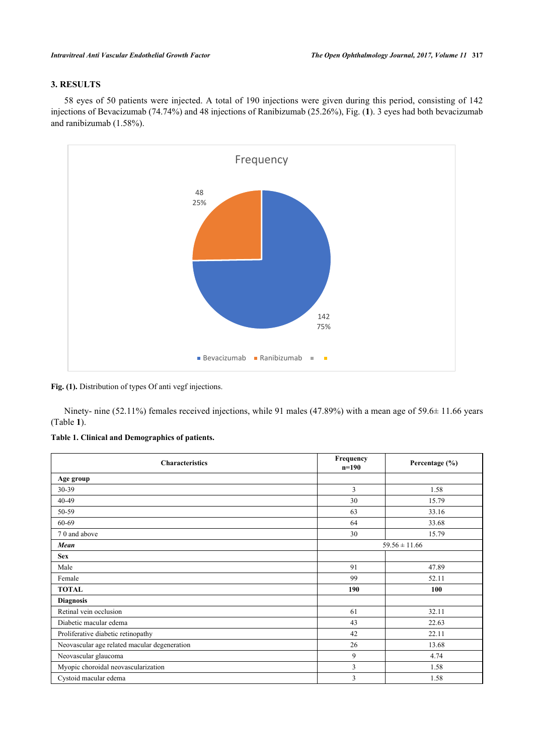## 3. RESULTS

58 eyes of 50 patients were injected. A total of 190 injections were given during this period, consisting of 142 injections of Bevacizumab (74.74%) and 48 injections of Ranibizumab (25.26%), Fig. (**1**). 3 eyes had both bevacizumab and ranibizumab (1.58%).

**Fig. (1).** Distribution of types Of anti vegf injections.

Ninety- nine (52.11%) females received injections, while 91 males (47.89%) with a mean age of 59.6± 11.66 years (Table **1**).

**Table 1. Clinical and Demographics of patients.**

| Characteristics | Frequency n=190 | Percentage (%) |
|---|---|---|
| **Age group** | | |
| 30-39 | 3 | 1.58 |
| 40-49 | 30 | 15.79 |
| 50-59 | 63 | 33.16 |
| 60-69 | 64 | 33.68 |
| 7 0 and above | 30 | 15.79 |
| ***Mean*** | 59.56 ± 11.66 | |
| **Sex** | | |
| Male | 91 | 47.89 |
| Female | 99 | 52.11 |
| **TOTAL** | **190** | **100** |
| **Diagnosis** | | |
| Retinal vein occlusion | 61 | 32.11 |
| Diabetic macular edema | 43 | 22.63 |
| Proliferative diabetic retinopathy | 42 | 22.11 |
| Neovascular age related macular degeneration | 26 | 13.68 |
| Neovascular glaucoma | 9 | 4.74 |
| Myopic choroidal neovascularization | 3 | 1.58 |
| Cystoid macular edema | 3 | 1.58 |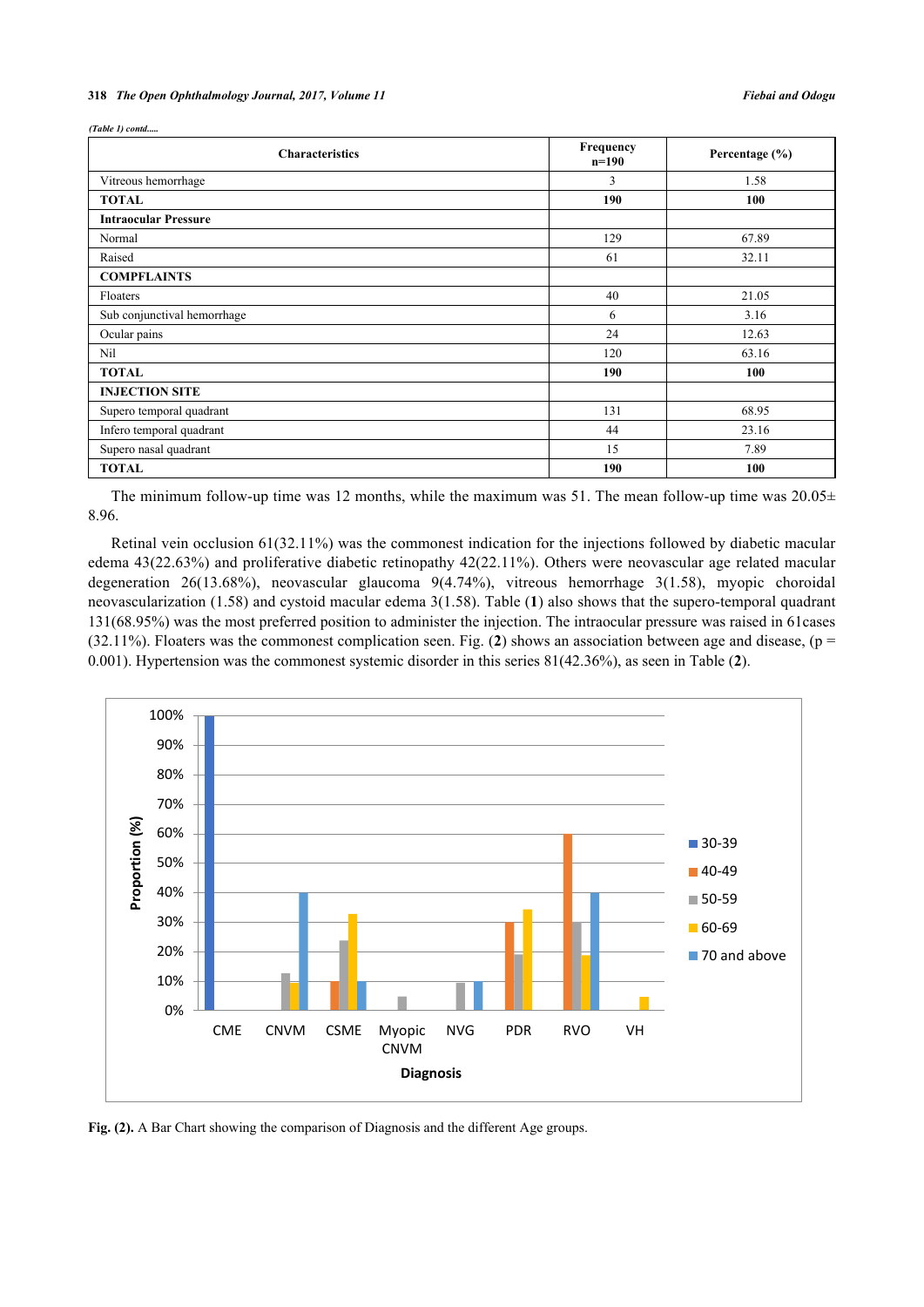*(Table 1) contd.....*

| Characteristics | Frequency n=190 | Percentage (%) |
|---|---|---|
| Vitreous hemorrhage | 3 | 1.58 |
| **TOTAL** | **190** | **100** |
| **Intraocular Pressure** | | |
| Normal | 129 | 67.89 |
| Raised | 61 | 32.11 |
| **COMPFLAINTS** | | |
| Floaters | 40 | 21.05 |
| Sub conjunctival hemorrhage | 6 | 3.16 |
| Ocular pains | 24 | 12.63 |
| Nil | 120 | 63.16 |
| **TOTAL** | **190** | **100** |
| **INJECTION SITE** | | |
| Supero temporal quadrant | 131 | 68.95 |
| Infero temporal quadrant | 44 | 23.16 |
| Supero nasal quadrant | 15 | 7.89 |
| **TOTAL** | **190** | **100** |

The minimum follow-up time was 12 months, while the maximum was 51. The mean follow-up time was 20.05± 8.96.

Retinal vein occlusion 61(32.11%) was the commonest indication for the injections followed by diabetic macular edema 43(22.63%) and proliferative diabetic retinopathy 42(22.11%). Others were neovascular age related macular degeneration 26(13.68%), neovascular glaucoma 9(4.74%), vitreous hemorrhage 3(1.58), myopic choroidal neovascularization (1.58) and cystoid macular edema 3(1.58). Table (**1**) also shows that the supero-temporal quadrant 131(68.95%) was the most preferred position to administer the injection. The intraocular pressure was raised in 61cases (32.11%). Floaters was the commonest complication seen. Fig. (**2**) shows an association between age and disease, (p = 0.001). Hypertension was the commonest systemic disorder in this series 81(42.36%), as seen in Table (**2**).

**Fig. (2).** A Bar Chart showing the comparison of Diagnosis and the different Age groups.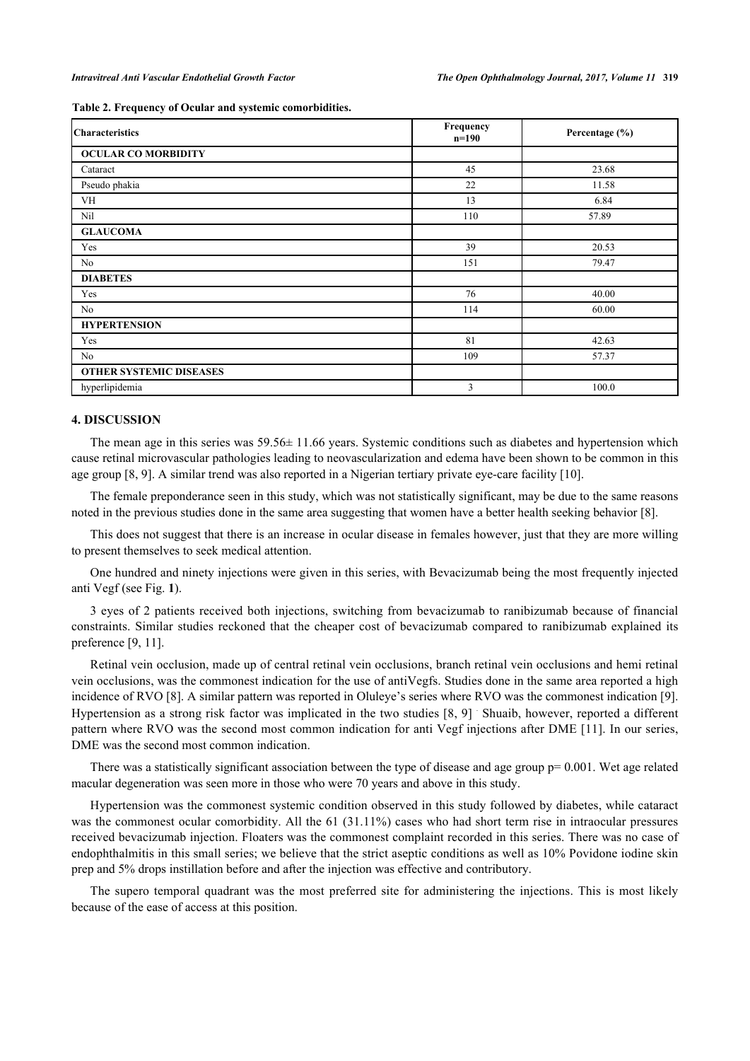**Table 2. Frequency of Ocular and systemic comorbidities.**

| Characteristics | Frequency n=190 | Percentage (%) |
|---|---|---|
| **OCULAR CO MORBIDITY** | | |
| Cataract | 45 | 23.68 |
| Pseudo phakia | 22 | 11.58 |
| VH | 13 | 6.84 |
| Nil | 110 | 57.89 |
| **GLAUCOMA** | | |
| Yes | 39 | 20.53 |
| No | 151 | 79.47 |
| **DIABETES** | | |
| Yes | 76 | 40.00 |
| No | 114 | 60.00 |
| **HYPERTENSION** | | |
| Yes | 81 | 42.63 |
| No | 109 | 57.37 |
| **OTHER SYSTEMIC DISEASES** | | |
| hyperlipidemia | 3 | 100.0 |

## 4. DISCUSSION

The mean age in this series was 59.56± 11.66 years. Systemic conditions such as diabetes and hypertension which cause retinal microvascular pathologies leading to neovascularization and edema have been shown to be common in this age group [8, 9]. A similar trend was also reported in a Nigerian tertiary private eye-care facility [10].

The female preponderance seen in this study, which was not statistically significant, may be due to the same reasons noted in the previous studies done in the same area suggesting that women have a better health seeking behavior [8].

This does not suggest that there is an increase in ocular disease in females however, just that they are more willing to present themselves to seek medical attention.

One hundred and ninety injections were given in this series, with Bevacizumab being the most frequently injected anti Vegf (see Fig. **1**).

3 eyes of 2 patients received both injections, switching from bevacizumab to ranibizumab because of financial constraints. Similar studies reckoned that the cheaper cost of bevacizumab compared to ranibizumab explained its preference [9, 11].

Retinal vein occlusion, made up of central retinal vein occlusions, branch retinal vein occlusions and hemi retinal vein occlusions, was the commonest indication for the use of antiVegfs. Studies done in the same area reported a high incidence of RVO [8]. A similar pattern was reported in Oluleye's series where RVO was the commonest indication [9]. Hypertension as a strong risk factor was implicated in the two studies [8, 9]. Shuaib, however, reported a different pattern where RVO was the second most common indication for anti Vegf injections after DME [11]. In our series, DME was the second most common indication.

There was a statistically significant association between the type of disease and age group $p= 0.001$. Wet age related macular degeneration was seen more in those who were 70 years and above in this study.

Hypertension was the commonest systemic condition observed in this study followed by diabetes, while cataract was the commonest ocular comorbidity. All the 61 (31.11%) cases who had short term rise in intraocular pressures received bevacizumab injection. Floaters was the commonest complaint recorded in this series. There was no case of endophthalmitis in this small series; we believe that the strict aseptic conditions as well as 10% Povidone iodine skin prep and 5% drops instillation before and after the injection was effective and contributory.

The supero temporal quadrant was the most preferred site for administering the injections. This is most likely because of the ease of access at this position.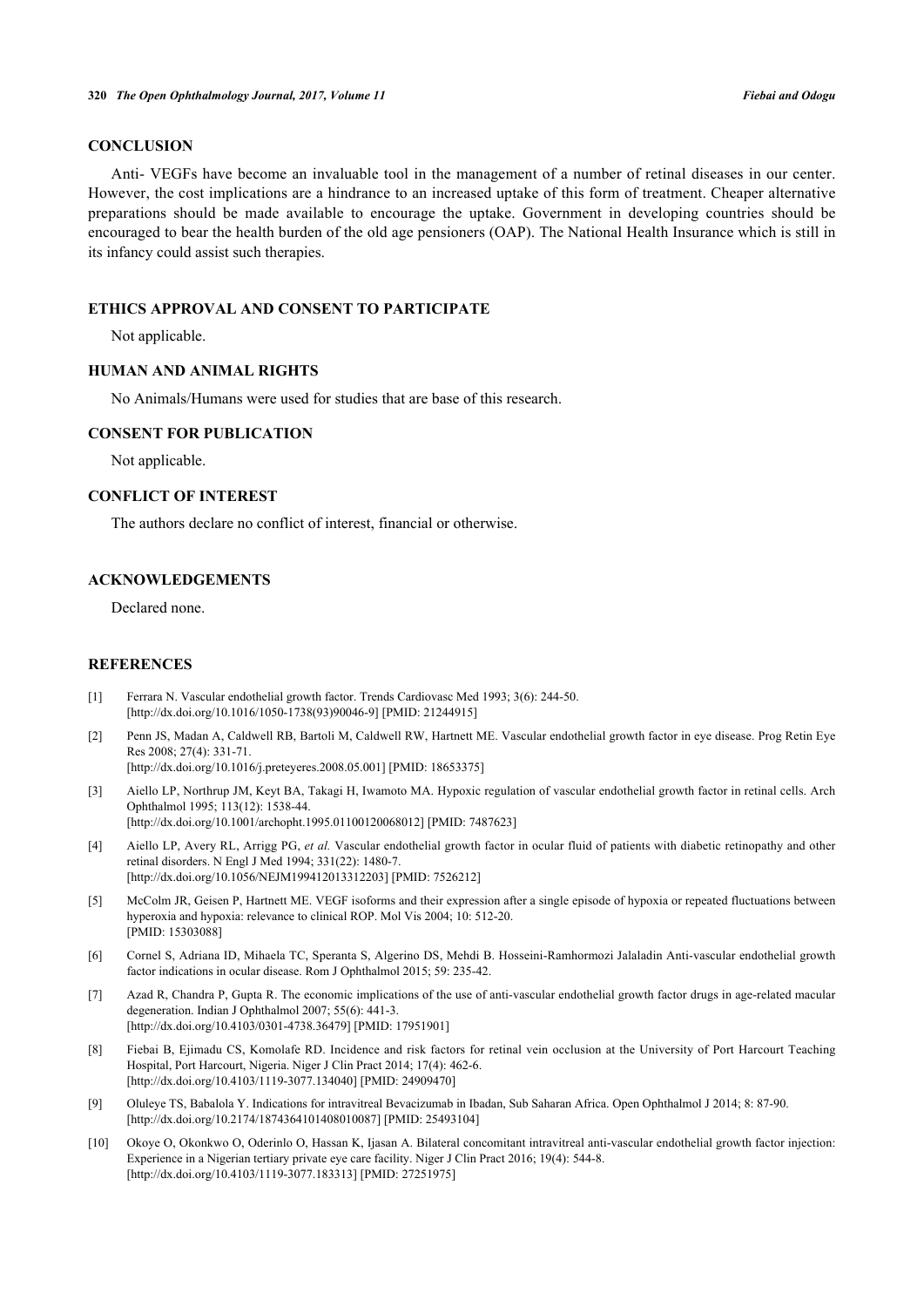## CONCLUSION

Anti- VEGFs have become an invaluable tool in the management of a number of retinal diseases in our center. However, the cost implications are a hindrance to an increased uptake of this form of treatment. Cheaper alternative preparations should be made available to encourage the uptake. Government in developing countries should be encouraged to bear the health burden of the old age pensioners (OAP). The National Health Insurance which is still in its infancy could assist such therapies.

## ETHICS APPROVAL AND CONSENT TO PARTICIPATE

Not applicable.

## HUMAN AND ANIMAL RIGHTS

No Animals/Humans were used for studies that are base of this research.

## CONSENT FOR PUBLICATION

Not applicable.

## CONFLICT OF INTEREST

The authors declare no conflict of interest, financial or otherwise.

## ACKNOWLEDGEMENTS

Declared none.

## REFERENCES

[1] Ferrara N. Vascular endothelial growth factor. Trends Cardiovasc Med 1993; 3(6): 244-50. [http://dx.doi.org/10.1016/1050-1738(93)90046-9] [PMID: 21244915]

[2] Penn JS, Madan A, Caldwell RB, Bartoli M, Caldwell RW, Hartnett ME. Vascular endothelial growth factor in eye disease. Prog Retin Eye Res 2008; 27(4): 331-71. [http://dx.doi.org/10.1016/j.preteyeres.2008.05.001] [PMID: 18653375]

[3] Aiello LP, Northrup JM, Keyt BA, Takagi H, Iwamoto MA. Hypoxic regulation of vascular endothelial growth factor in retinal cells. Arch Ophthalmol 1995; 113(12): 1538-44. [http://dx.doi.org/10.1001/archopht.1995.01100120068012] [PMID: 7487623]

[4] Aiello LP, Avery RL, Arrigg PG, *et al.* Vascular endothelial growth factor in ocular fluid of patients with diabetic retinopathy and other retinal disorders. N Engl J Med 1994; 331(22): 1480-7. [http://dx.doi.org/10.1056/NEJM199412013312203] [PMID: 7526212]

[5] McColm JR, Geisen P, Hartnett ME. VEGF isoforms and their expression after a single episode of hypoxia or repeated fluctuations between hyperoxia and hypoxia: relevance to clinical ROP. Mol Vis 2004; 10: 512-20. [PMID: 15303088]

[6] Cornel S, Adriana ID, Mihaela TC, Speranta S, Algerino DS, Mehdi B. Hosseini-Ramhormozi Jalaladin Anti-vascular endothelial growth factor indications in ocular disease. Rom J Ophthalmol 2015; 59: 235-42.

[7] Azad R, Chandra P, Gupta R. The economic implications of the use of anti-vascular endothelial growth factor drugs in age-related macular degeneration. Indian J Ophthalmol 2007; 55(6): 441-3. [http://dx.doi.org/10.4103/0301-4738.36479] [PMID: 17951901]

[8] Fiebai B, Ejimadu CS, Komolafe RD. Incidence and risk factors for retinal vein occlusion at the University of Port Harcourt Teaching Hospital, Port Harcourt, Nigeria. Niger J Clin Pract 2014; 17(4): 462-6. [http://dx.doi.org/10.4103/1119-3077.134040] [PMID: 24909470]

[9] Oluleye TS, Babalola Y. Indications for intravitreal Bevacizumab in Ibadan, Sub Saharan Africa. Open Ophthalmol J 2014; 8: 87-90. [http://dx.doi.org/10.2174/1874364101408010087] [PMID: 25493104]

[10] Okoye O, Okonkwo O, Oderinlo O, Hassan K, Ijasan A. Bilateral concomitant intravitreal anti-vascular endothelial growth factor injection: Experience in a Nigerian tertiary private eye care facility. Niger J Clin Pract 2016; 19(4): 544-8. [http://dx.doi.org/10.4103/1119-3077.183313] [PMID: 27251975]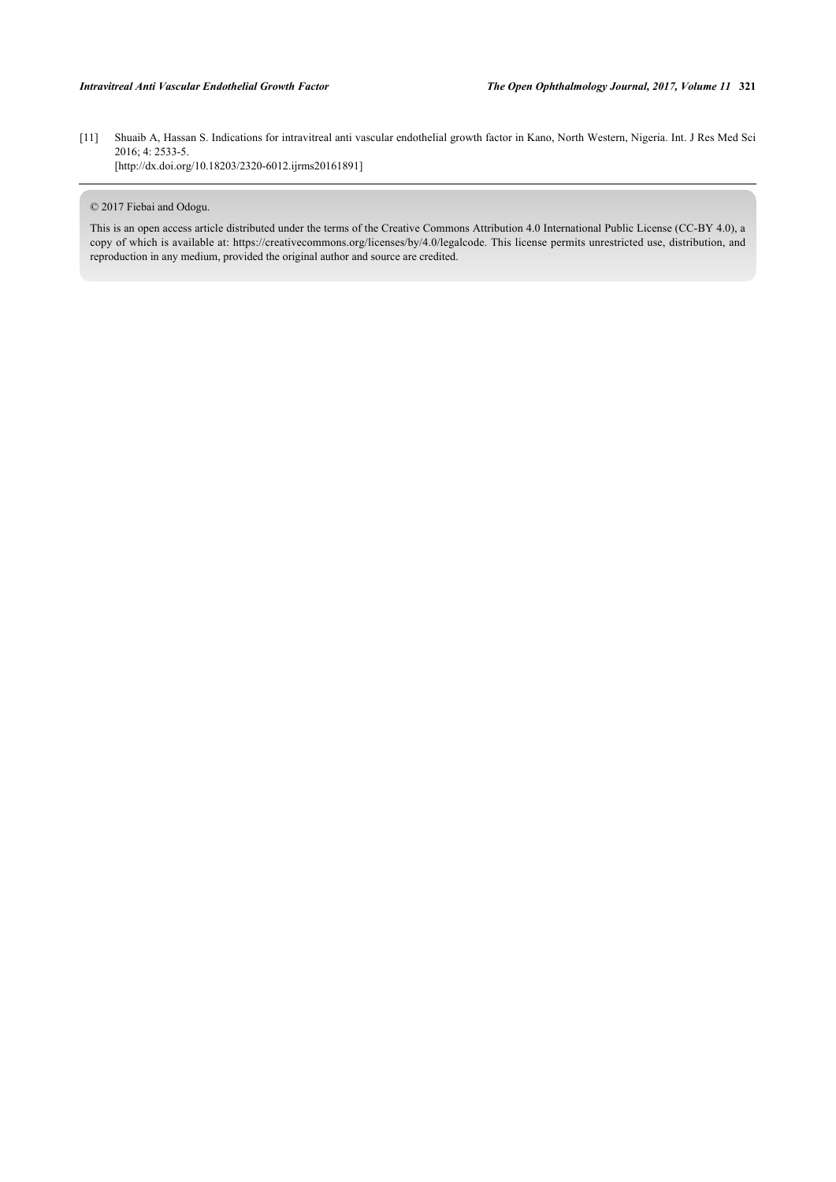[11] Shuaib A, Hassan S. Indications for intravitreal anti vascular endothelial growth factor in Kano, North Western, Nigeria. Int. J Res Med Sci 2016; 4: 2533-5.
[http://dx.doi.org/10.18203/2320-6012.ijrms20161891]

---

© 2017 Fiebai and Odogu.

This is an open access article distributed under the terms of the Creative Commons Attribution 4.0 International Public License (CC-BY 4.0), a copy of which is available at: https://creativecommons.org/licenses/by/4.0/legalcode. This license permits unrestricted use, distribution, and reproduction in any medium, provided the original author and source are credited.